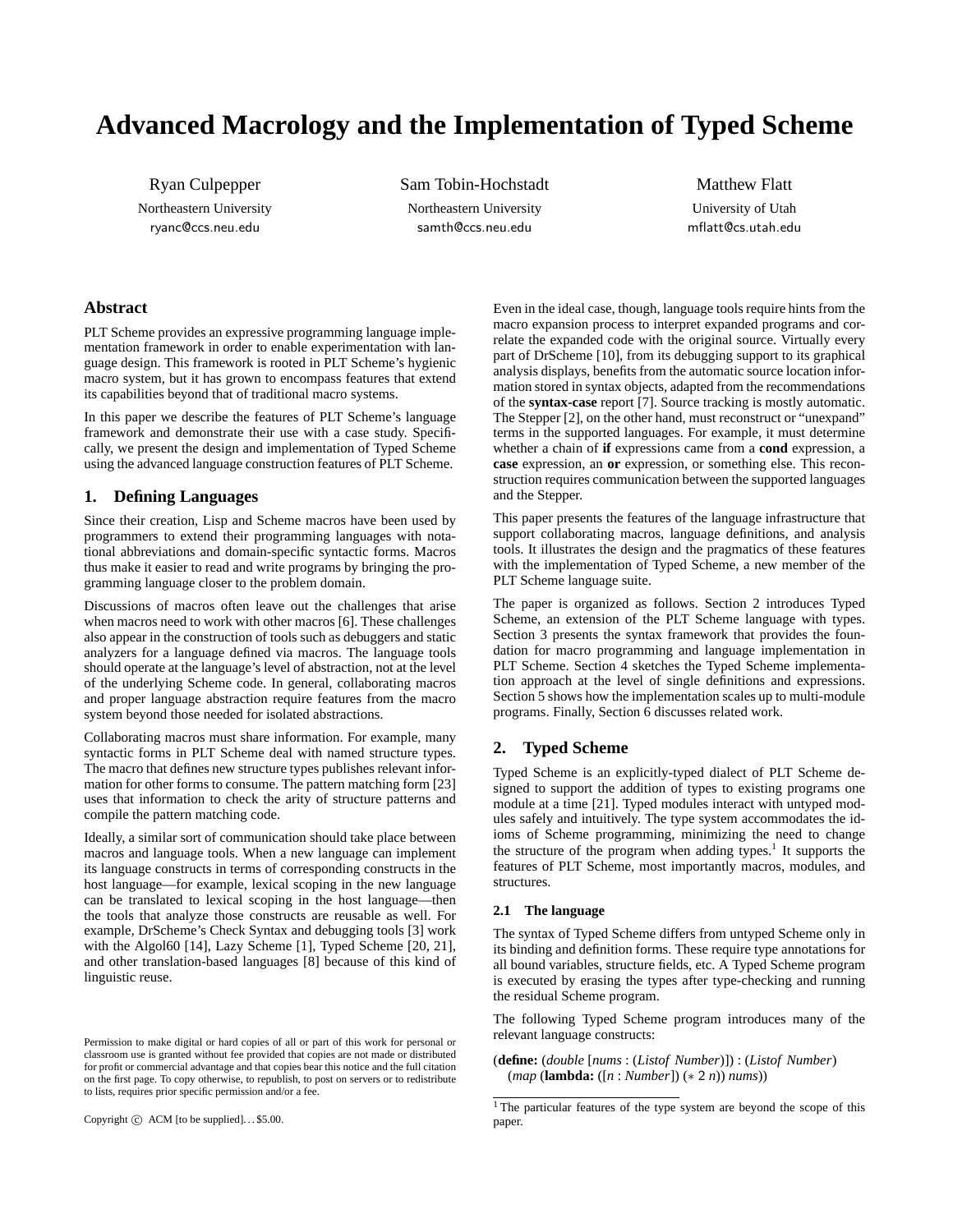# Advanced Macrology and the Implementation of Typed Scheme

Ryan Culpepper
Northeastern University
ryanc@ccs.neu.edu

Sam Tobin-Hochstadt
Northeastern University
samth@ccs.neu.edu

Matthew Flatt
University of Utah
mflatt@cs.utah.edu

## Abstract

PLT Scheme provides an expressive programming language implementation framework in order to enable experimentation with language design. This framework is rooted in PLT Scheme's hygienic macro system, but it has grown to encompass features that extend its capabilities beyond that of traditional macro systems.

In this paper we describe the features of PLT Scheme's language framework and demonstrate their use with a case study. Specifically, we present the design and implementation of Typed Scheme using the advanced language construction features of PLT Scheme.

## 1. Defining Languages

Since their creation, Lisp and Scheme macros have been used by programmers to extend their programming languages with notational abbreviations and domain-specific syntactic forms. Macros thus make it easier to read and write programs by bringing the programming language closer to the problem domain.

Discussions of macros often leave out the challenges that arise when macros need to work with other macros [6]. These challenges also appear in the construction of tools such as debuggers and static analyzers for a language defined via macros. The language tools should operate at the language's level of abstraction, not at the level of the underlying Scheme code. In general, collaborating macros and proper language abstraction require features from the macro system beyond those needed for isolated abstractions.

Collaborating macros must share information. For example, many syntactic forms in PLT Scheme deal with named structure types. The macro that defines new structure types publishes relevant information for other forms to consume. The pattern matching form [23] uses that information to check the arity of structure patterns and compile the pattern matching code.

Ideally, a similar sort of communication should take place between macros and language tools. When a new language can implement its language constructs in terms of corresponding constructs in the host language—for example, lexical scoping in the new language can be translated to lexical scoping in the host language—then the tools that analyze those constructs are reusable as well. For example, DrScheme's Check Syntax and debugging tools [3] work with the Algol60 [14], Lazy Scheme [1], Typed Scheme [20, 21], and other translation-based languages [8] because of this kind of linguistic reuse.

Permission to make digital or hard copies of all or part of this work for personal or classroom use is granted without fee provided that copies are not made or distributed for profit or commercial advantage and that copies bear this notice and the full citation on the first page. To copy otherwise, to republish, to post on servers or to redistribute to lists, requires prior specific permission and/or a fee.

Copyright © ACM [to be supplied]…$5.00.

Even in the ideal case, though, language tools require hints from the macro expansion process to interpret expanded programs and correlate the expanded code with the original source. Virtually every part of DrScheme [10], from its debugging support to its graphical analysis displays, benefits from the automatic source location information stored in syntax objects, adapted from the recommendations of the **syntax-case** report [7]. Source tracking is mostly automatic. The Stepper [2], on the other hand, must reconstruct or "unexpand" terms in the supported languages. For example, it must determine whether a chain of **if** expressions came from a **cond** expression, a **case** expression, an **or** expression, or something else. This reconstruction requires communication between the supported languages and the Stepper.

This paper presents the features of the language infrastructure that support collaborating macros, language definitions, and analysis tools. It illustrates the design and the pragmatics of these features with the implementation of Typed Scheme, a new member of the PLT Scheme language suite.

The paper is organized as follows. Section 2 introduces Typed Scheme, an extension of the PLT Scheme language with types. Section 3 presents the syntax framework that provides the foundation for macro programming and language implementation in PLT Scheme. Section 4 sketches the Typed Scheme implementation approach at the level of single definitions and expressions. Section 5 shows how the implementation scales up to multi-module programs. Finally, Section 6 discusses related work.

## 2. Typed Scheme

Typed Scheme is an explicitly-typed dialect of PLT Scheme designed to support the addition of types to existing programs one module at a time [21]. Typed modules interact with untyped modules safely and intuitively. The type system accommodates the idioms of Scheme programming, minimizing the need to change the structure of the program when adding types.[1] It supports the features of PLT Scheme, most importantly macros, modules, and structures.

### 2.1 The language

The syntax of Typed Scheme differs from untyped Scheme only in its binding and definition forms. These require type annotations for all bound variables, structure fields, etc. A Typed Scheme program is executed by erasing the types after type-checking and running the residual Scheme program.

The following Typed Scheme program introduces many of the relevant language constructs:

```
(define: (double [nums : (Listof Number)]) : (Listof Number)
  (map (lambda: ([n : Number]) (* 2 n)) nums))
```

[1] The particular features of the type system are beyond the scope of this paper.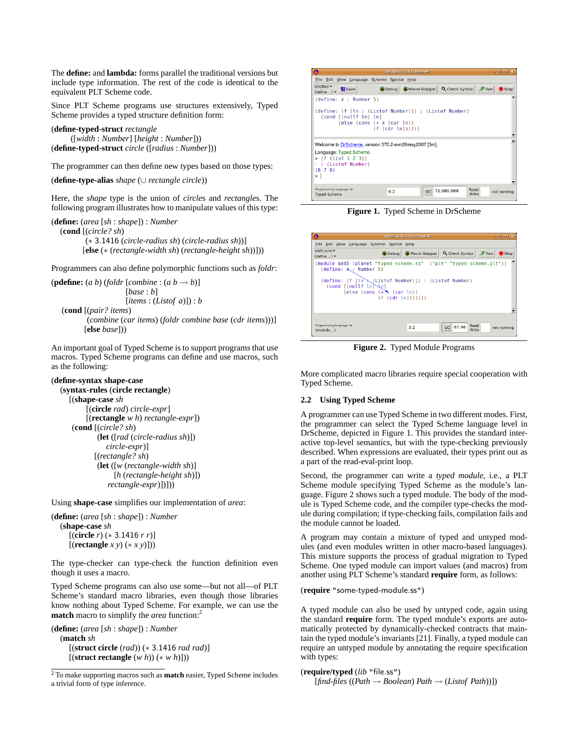The **define:** and **lambda:** forms parallel the traditional versions but include type information. The rest of the code is identical to the equivalent PLT Scheme code.

Since PLT Scheme programs use structures extensively, Typed Scheme provides a typed structure definition form:

```
(define-typed-struct rectangle
    ([width : Number] [height : Number]))
(define-typed-struct circle ([radius : Number]))
```

The programmer can then define new types based on those types:

```
(define-type-alias shape (∪ rectangle circle))
```

Here, the *shape* type is the union of *circle*s and *rectangle*s. The following program illustrates how to manipulate values of this type:

```
(define: (area [sh : shape]) : Number
  (cond [(circle? sh)
         (* 3.1416 (circle-radius sh) (circle-radius sh))]
        [else (* (rectangle-width sh) (rectangle-height sh))]))
```

Programmers can also define polymorphic functions such as *foldr*:

```
(pdefine: (a b) (foldr [combine : (a b → b)]
                       [base : b]
                       [items : (Listof a)]) : b
  (cond [(pair? items)
         (combine (car items) (foldr combine base (cdr items)))]
        [else base]))
```

An important goal of Typed Scheme is to support programs that use macros. Typed Scheme programs can define and use macros, such as the following:

```
(define-syntax shape-case
  (syntax-rules (circle rectangle)
    [(shape-case sh
        [(circle rad) circle-expr]
        [(rectangle w h) rectangle-expr])
     (cond [(circle? sh)
            (let ([rad (circle-radius sh)])
              circle-expr)]
           [(rectangle? sh)
            (let ([w (rectangle-width sh)]
                  [h (rectangle-height sh)])
              rectangle-expr)])]))
```

Using **shape-case** simplifies our implementation of *area*:

```
(define: (area [sh : shape]) : Number
  (shape-case sh
    [(circle r) (* 3.1416 r r)]
    [(rectangle x y) (* x y)]))
```

The type-checker can type-check the function definition even though it uses a macro.

Typed Scheme programs can also use some—but not all—of PLT Scheme's standard macro libraries, even though those libraries know nothing about Typed Scheme. For example, we can use the **match** macro to simplify the *area* function:[2]

```
(define: (area [sh : shape]) : Number
  (match sh
    [(struct circle (rad)) (* 3.1416 rad rad)]
    [(struct rectangle (w h)) (* w h)]))
```

[2] To make supporting macros such as **match** easier, Typed Scheme includes a trivial form of type inference.

```
(define: x : Number 5)

(define: (f [ln : (Listof Number)]) : (Listof Number)
  (cond [(null? ln) ln]
        [else (cons (+ x (car ln))
                    (f (cdr ln)))]))
```

```
Welcome to DrScheme, version 370.2-svn28may2007 [3m].
Language: Typed Scheme.
> (f (list 1 2 3))
- : (Listof Number)
(6 7 8)
>
```

**Figure 1.** Typed Scheme in DrScheme

```
(module add5 (planet "typed-scheme.ss" ("plt" "typed-scheme.plt"))
  (define: x : Number 5)

  (define: (f [ln : (Listof Number)]) : (Listof Number)
    (cond [(null? ln) ln]
          [else (cons (+ x (car ln))
                      (f (cdr ln)))])))
```

**Figure 2.** Typed Module Programs

More complicated macro libraries require special cooperation with Typed Scheme.

### 2.2 Using Typed Scheme

A programmer can use Typed Scheme in two different modes. First, the programmer can select the Typed Scheme language level in DrScheme, depicted in Figure 1. This provides the standard interactive top-level semantics, but with the type-checking previously described. When expressions are evaluated, their types print out as a part of the read-eval-print loop.

Second, the programmer can write a *typed module*, i.e., a PLT Scheme module specifying Typed Scheme as the module's language. Figure 2 shows such a typed module. The body of the module is Typed Scheme code, and the compiler type-checks the module during compilation; if type-checking fails, compilation fails and the module cannot be loaded.

A program may contain a mixture of typed and untyped modules (and even modules written in other macro-based languages). This mixture supports the process of gradual migration to Typed Scheme. One typed module can import values (and macros) from another using PLT Scheme's standard **require** form, as follows:

```
(require "some-typed-module.ss")
```

A typed module can also be used by untyped code, again using the standard **require** form. The typed module's exports are automatically protected by dynamically-checked contracts that maintain the typed module's invariants [21]. Finally, a typed module can require an untyped module by annotating the require specification with types:

```
(require/typed (lib "file.ss")
  [find-files ((Path → Boolean) Path → (Listof Path))])
```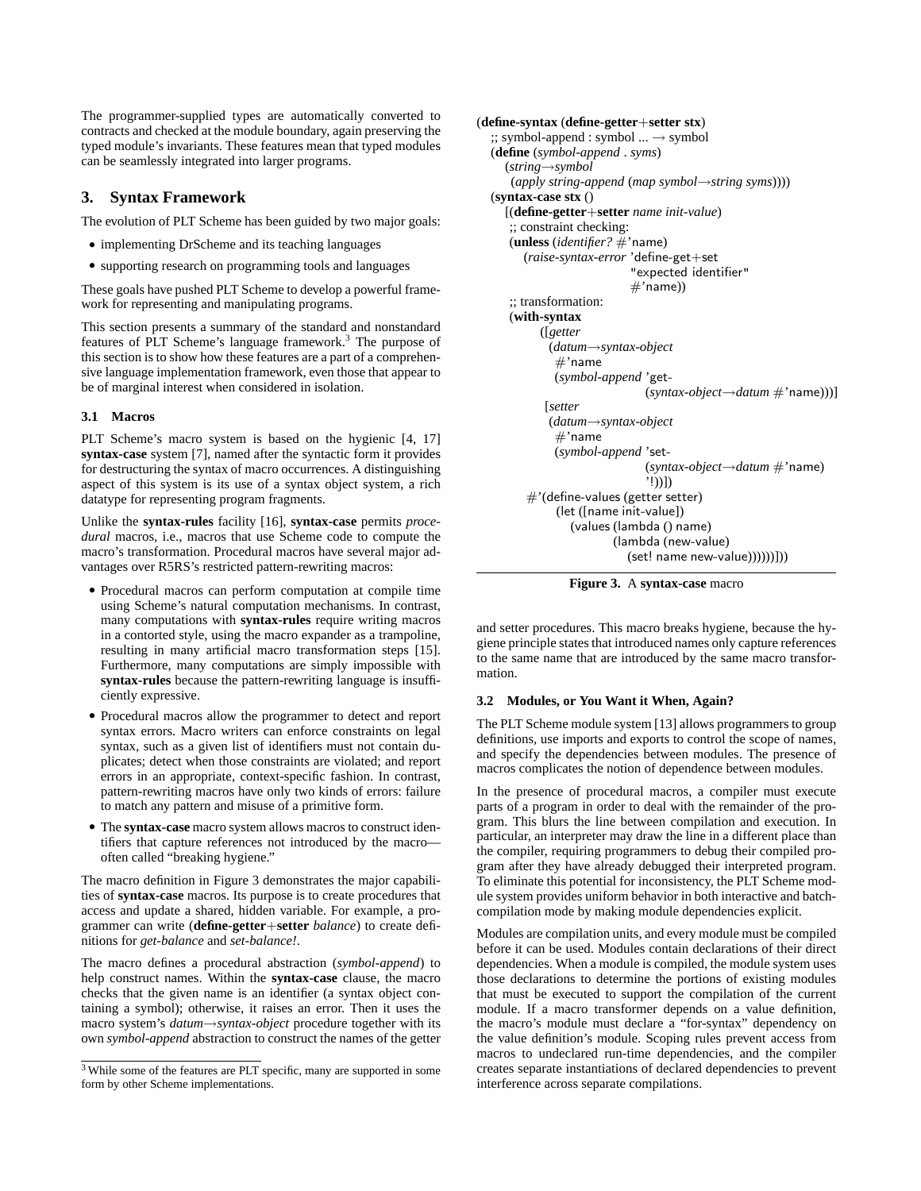The programmer-supplied types are automatically converted to contracts and checked at the module boundary, again preserving the typed module's invariants. These features mean that typed modules can be seamlessly integrated into larger programs.

## 3. Syntax Framework

The evolution of PLT Scheme has been guided by two major goals:

- implementing DrScheme and its teaching languages
- supporting research on programming tools and languages

These goals have pushed PLT Scheme to develop a powerful framework for representing and manipulating programs.

This section presents a summary of the standard and nonstandard features of PLT Scheme's language framework.[3] The purpose of this section is to show how these features are a part of a comprehensive language implementation framework, even those that appear to be of marginal interest when considered in isolation.

### 3.1 Macros

PLT Scheme's macro system is based on the hygienic [4, 17] **syntax-case** system [7], named after the syntactic form it provides for destructuring the syntax of macro occurrences. A distinguishing aspect of this system is its use of a syntax object system, a rich datatype for representing program fragments.

Unlike the **syntax-rules** facility [16], **syntax-case** permits *procedural* macros, i.e., macros that use Scheme code to compute the macro's transformation. Procedural macros have several major advantages over R5RS's restricted pattern-rewriting macros:

- Procedural macros can perform computation at compile time using Scheme's natural computation mechanisms. In contrast, many computations with **syntax-rules** require writing macros in a contorted style, using the macro expander as a trampoline, resulting in many artificial macro transformation steps [15]. Furthermore, many computations are simply impossible with **syntax-rules** because the pattern-rewriting language is insufficiently expressive.
- Procedural macros allow the programmer to detect and report syntax errors. Macro writers can enforce constraints on legal syntax, such as a given list of identifiers must not contain duplicates; detect when those constraints are violated; and report errors in an appropriate, context-specific fashion. In contrast, pattern-rewriting macros have only two kinds of errors: failure to match any pattern and misuse of a primitive form.
- The **syntax-case** macro system allows macros to construct identifiers that capture references not introduced by the macro—often called "breaking hygiene."

The macro definition in Figure 3 demonstrates the major capabilities of **syntax-case** macros. Its purpose is to create procedures that access and update a shared, hidden variable. For example, a programmer can write (**define-getter+setter** *balance*) to create definitions for *get-balance* and *set-balance!*.

The macro defines a procedural abstraction (*symbol-append*) to help construct names. Within the **syntax-case** clause, the macro checks that the given name is an identifier (a syntax object containing a symbol); otherwise, it raises an error. Then it uses the macro system's *datum→syntax-object* procedure together with its own *symbol-append* abstraction to construct the names of the getter and setter procedures. This macro breaks hygiene, because the hygiene principle states that introduced names only capture references to the same name that are introduced by the same macro transformation.

```
(define-syntax (define-getter+setter stx)
  ;; symbol-append : symbol ... → symbol
  (define (symbol-append . syms)
    (string→symbol
     (apply string-append (map symbol→string syms))))
  (syntax-case stx ()
    [(define-getter+setter name init-value)
     ;; constraint checking:
     (unless (identifier? #'name)
       (raise-syntax-error 'define-get+set
                           "expected identifier"
                           #'name))
     ;; transformation:
     (with-syntax
         ([getter
           (datum→syntax-object
            #'name
            (symbol-append 'get-
                           (syntax-object→datum #'name)))]
          [setter
           (datum→syntax-object
            #'name
            (symbol-append 'set-
                           (syntax-object→datum #'name)
                           '!))])
       #'(define-values (getter setter)
           (let ([name init-value])
             (values (lambda () name)
                     (lambda (new-value)
                       (set! name new-value))))))]))
```

**Figure 3.** A **syntax-case** macro

### 3.2 Modules, or You Want it When, Again?

The PLT Scheme module system [13] allows programmers to group definitions, use imports and exports to control the scope of names, and specify the dependencies between modules. The presence of macros complicates the notion of dependence between modules.

In the presence of procedural macros, a compiler must execute parts of a program in order to deal with the remainder of the program. This blurs the line between compilation and execution. In particular, an interpreter may draw the line in a different place than the compiler, requiring programmers to debug their compiled program after they have already debugged their interpreted program. To eliminate this potential for inconsistency, the PLT Scheme module system provides uniform behavior in both interactive and batch-compilation mode by making module dependencies explicit.

Modules are compilation units, and every module must be compiled before it can be used. Modules contain declarations of their direct dependencies. When a module is compiled, the module system uses those declarations to determine the portions of existing modules that must be executed to support the compilation of the current module. If a macro transformer depends on a value definition, the macro's module must declare a "for-syntax" dependency on the value definition's module. Scoping rules prevent access from macros to undeclared run-time dependencies, and the compiler creates separate instantiations of declared dependencies to prevent interference across separate compilations.

[3] While some of the features are PLT specific, many are supported in some form by other Scheme implementations.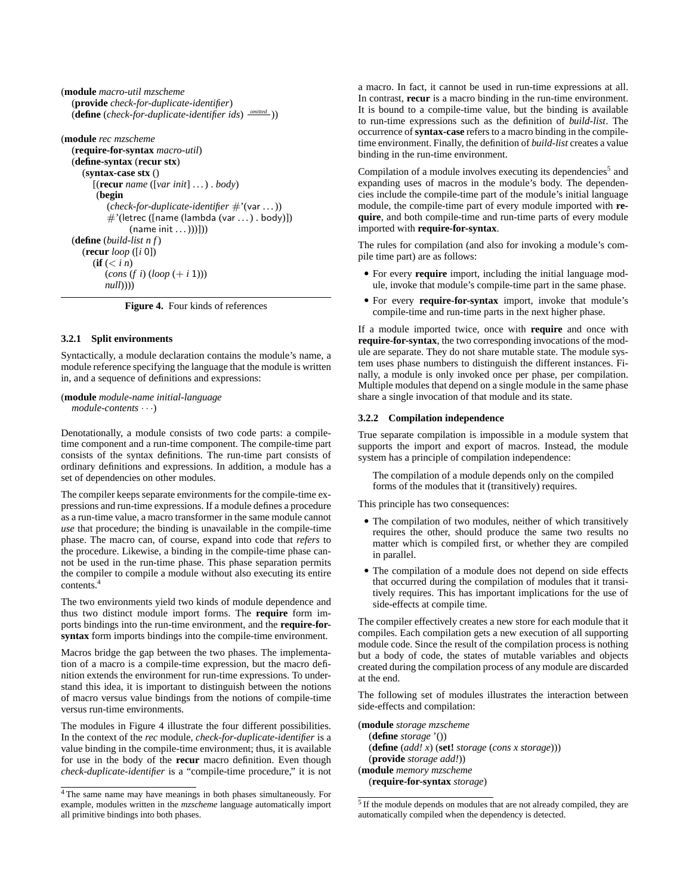```
(module macro-util mzscheme
  (provide check-for-duplicate-identifier)
  (define (check-for-duplicate-identifier ids) omitted ))

(module rec mzscheme
  (require-for-syntax macro-util)
  (define-syntax (recur stx)
    (syntax-case stx ()
      [(recur name ([var init] ...) . body)
       (begin
         (check-for-duplicate-identifier #'(var ...))
         #'(letrec ([name (lambda (var ...) . body)])
             (name init ...)))]))
  (define (build-list n f)
    (recur loop ([i 0])
      (if (< i n)
          (cons (f i) (loop (+ i 1)))
          null))))
```

**Figure 4.** Four kinds of references

#### 3.2.1 Split environments

Syntactically, a module declaration contains the module's name, a module reference specifying the language that the module is written in, and a sequence of definitions and expressions:

```
(module module-name initial-language
  module-contents ···)
```

Denotationally, a module consists of two code parts: a compile-time component and a run-time component. The compile-time part consists of the syntax definitions. The run-time part consists of ordinary definitions and expressions. In addition, a module has a set of dependencies on other modules.

The compiler keeps separate environments for the compile-time expressions and run-time expressions. If a module defines a procedure as a run-time value, a macro transformer in the same module cannot *use* that procedure; the binding is unavailable in the compile-time phase. The macro can, of course, expand into code that *refers* to the procedure. Likewise, a binding in the compile-time phase cannot be used in the run-time phase. This phase separation permits the compiler to compile a module without also executing its entire contents.[4]

The two environments yield two kinds of module dependence and thus two distinct module import forms. The **require** form imports bindings into the run-time environment, and the **require-for-syntax** form imports bindings into the compile-time environment.

Macros bridge the gap between the two phases. The implementation of a macro is a compile-time expression, but the macro definition extends the environment for run-time expressions. To understand this idea, it is important to distinguish between the notions of macro versus value bindings from the notions of compile-time versus run-time environments.

The modules in Figure 4 illustrate the four different possibilities. In the context of the *rec* module, *check-for-duplicate-identifier* is a value binding in the compile-time environment; thus, it is available for use in the body of the **recur** macro definition. Even though *check-duplicate-identifier* is a "compile-time procedure," it is not a macro. In fact, it cannot be used in run-time expressions at all. In contrast, **recur** is a macro binding in the run-time environment. It is bound to a compile-time value, but the binding is available to run-time expressions such as the definition of *build-list*. The occurrence of **syntax-case** refers to a macro binding in the compile-time environment. Finally, the definition of *build-list* creates a value binding in the run-time environment.

Compilation of a module involves executing its dependencies[5] and expanding uses of macros in the module's body. The dependencies include the compile-time part of the module's initial language module, the compile-time part of every module imported with **require**, and both compile-time and run-time parts of every module imported with **require-for-syntax**.

The rules for compilation (and also for invoking a module's compile time part) are as follows:

- For every **require** import, including the initial language module, invoke that module's compile-time part in the same phase.
- For every **require-for-syntax** import, invoke that module's compile-time and run-time parts in the next higher phase.

If a module imported twice, once with **require** and once with **require-for-syntax**, the two corresponding invocations of the module are separate. They do not share mutable state. The module system uses phase numbers to distinguish the different instances. Finally, a module is only invoked once per phase, per compilation. Multiple modules that depend on a single module in the same phase share a single invocation of that module and its state.

#### 3.2.2 Compilation independence

True separate compilation is impossible in a module system that supports the import and export of macros. Instead, the module system has a principle of compilation independence:

> The compilation of a module depends only on the compiled forms of the modules that it (transitively) requires.

This principle has two consequences:

- The compilation of two modules, neither of which transitively requires the other, should produce the same two results no matter which is compiled first, or whether they are compiled in parallel.
- The compilation of a module does not depend on side effects that occurred during the compilation of modules that it transitively requires. This has important implications for the use of side-effects at compile time.

The compiler effectively creates a new store for each module that it compiles. Each compilation gets a new execution of all supporting module code. Since the result of the compilation process is nothing but a body of code, the states of mutable variables and objects created during the compilation process of any module are discarded at the end.

The following set of modules illustrates the interaction between side-effects and compilation:

```
(module storage mzscheme
  (define storage '())
  (define (add! x) (set! storage (cons x storage)))
  (provide storage add!))
(module memory mzscheme
  (require-for-syntax storage)
```

[4] The same name may have meanings in both phases simultaneously. For example, modules written in the *mzscheme* language automatically import all primitive bindings into both phases.

[5] If the module depends on modules that are not already compiled, they are automatically compiled when the dependency is detected.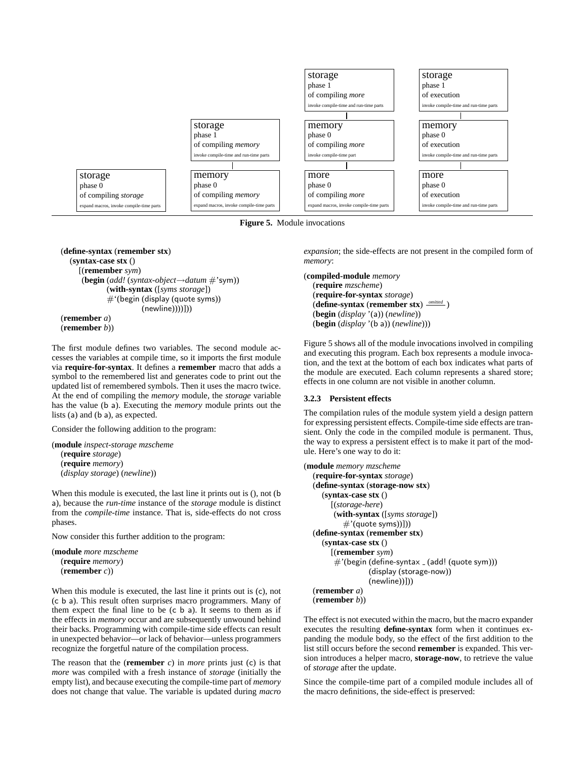| | | | |
|---|---|---|---|
| | | **storage** phase 1 of compiling *more* — invoke compile-time and run-time parts | **storage** phase 1 of execution — invoke compile-time and run-time parts |
| | **storage** phase 1 of compiling *memory* — invoke compile-time and run-time parts | **memory** phase 0 of compiling *more* — invoke compile-time part | **memory** phase 0 of execution — invoke compile-time and run-time parts |
| **storage** phase 0 of compiling *storage* — expand macros, invoke compile-time parts | **memory** phase 0 of compiling *memory* — expand macros, invoke compile-time parts | **more** phase 0 of compiling *more* — expand macros, invoke compile-time parts | **more** phase 0 of execution — invoke compile-time and run-time parts |

**Figure 5.** Module invocations

```
(define-syntax (remember stx)
  (syntax-case stx ()
    [(remember sym)
     (begin (add! (syntax-object→datum #'sym))
            (with-syntax ([syms storage])
              #'(begin (display (quote syms))
                       (newline))))]))
(remember a)
(remember b))
```

The first module defines two variables. The second module accesses the variables at compile time, so it imports the first module via **require-for-syntax**. It defines a **remember** macro that adds a symbol to the remembered list and generates code to print out the updated list of remembered symbols. Then it uses the macro twice. At the end of compiling the *memory* module, the *storage* variable has the value (b a). Executing the *memory* module prints out the lists (a) and (b a), as expected.

Consider the following addition to the program:

```
(module inspect-storage mzscheme
  (require storage)
  (require memory)
  (display storage) (newline))
```

When this module is executed, the last line it prints out is (), not (b a), because the *run-time* instance of the *storage* module is distinct from the *compile-time* instance. That is, side-effects do not cross phases.

Now consider this further addition to the program:

```
(module more mzscheme
  (require memory)
  (remember c))
```

When this module is executed, the last line it prints out is (c), not (c b a). This result often surprises macro programmers. Many of them expect the final line to be (c b a). It seems to them as if the effects in *memory* occur and are subsequently unwound behind their backs. Programming with compile-time side effects can result in unexpected behavior—or lack of behavior—unless programmers recognize the forgetful nature of the compilation process.

The reason that the (**remember** *c*) in *more* prints just (c) is that *more* was compiled with a fresh instance of *storage* (initially the empty list), and because executing the compile-time part of *memory* does not change that value. The variable is updated during *macro expansion*; the side-effects are not present in the compiled form of *memory*:

```
(compiled-module memory
  (require mzscheme)
  (require-for-syntax storage)
  (define-syntax (remember stx) omitted )
  (begin (display '(a)) (newline))
  (begin (display '(b a)) (newline)))
```

Figure 5 shows all of the module invocations involved in compiling and executing this program. Each box represents a module invocation, and the text at the bottom of each box indicates what parts of the module are executed. Each column represents a shared store; effects in one column are not visible in another column.

### 3.2.3 Persistent effects

The compilation rules of the module system yield a design pattern for expressing persistent effects. Compile-time side effects are transient. Only the code in the compiled module is permanent. Thus, the way to express a persistent effect is to make it part of the module. Here's one way to do it:

```
(module memory mzscheme
  (require-for-syntax storage)
  (define-syntax (storage-now stx)
    (syntax-case stx ()
      [(storage-here)
       (with-syntax ([syms storage])
         #'(quote syms))]))
  (define-syntax (remember stx)
    (syntax-case stx ()
      [(remember sym)
       #'(begin (define-syntax _ (add! (quote sym)))
                (display (storage-now))
                (newline))]))
  (remember a)
  (remember b))
```

The effect is not executed within the macro, but the macro expander executes the resulting **define-syntax** form when it continues expanding the module body, so the effect of the first addition to the list still occurs before the second **remember** is expanded. This version introduces a helper macro, **storage-now**, to retrieve the value of *storage* after the update.

Since the compile-time part of a compiled module includes all of the macro definitions, the side-effect is preserved: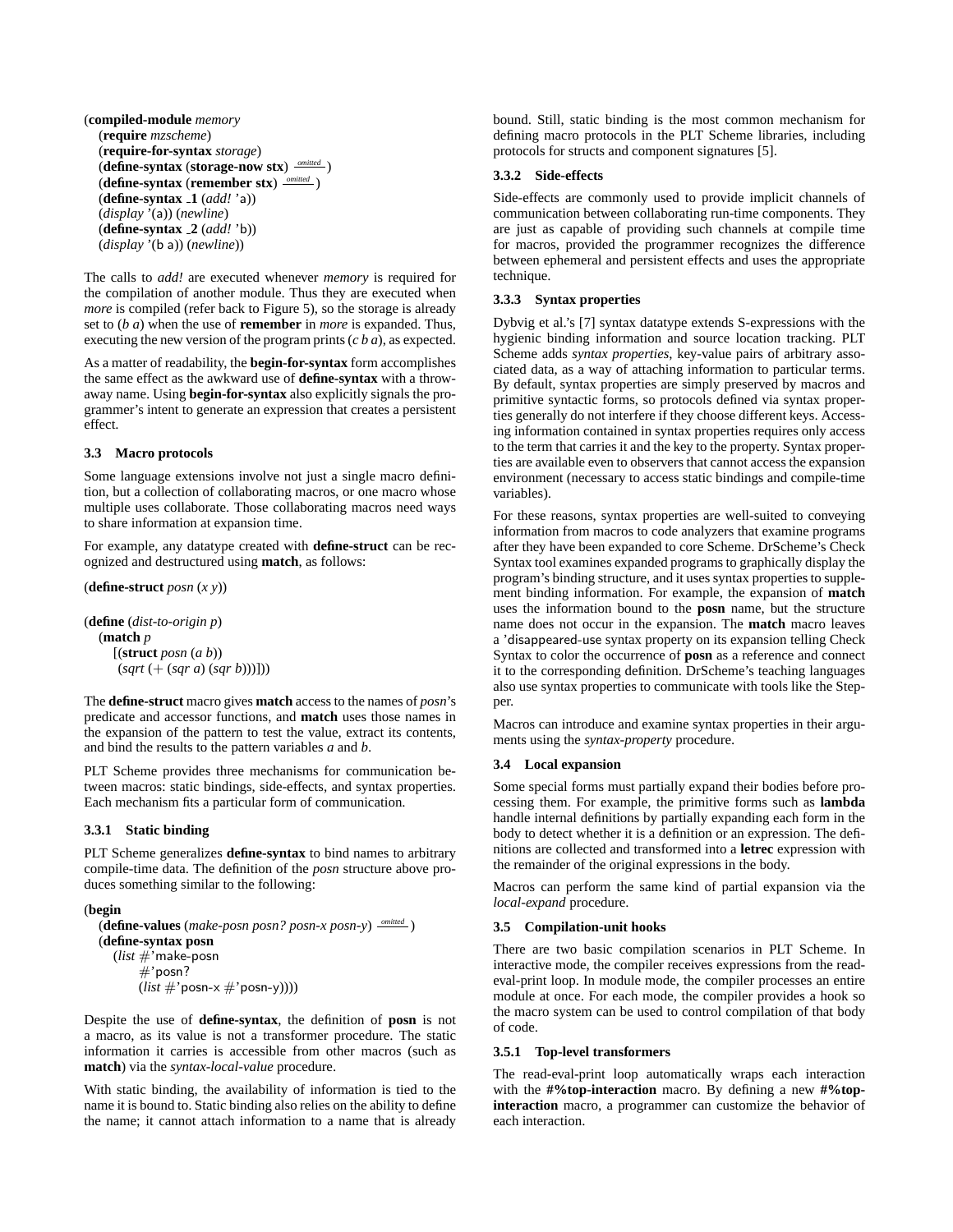```
(compiled-module memory
  (require mzscheme)
  (require-for-syntax storage)
  (define-syntax (storage-now stx) omitted )
  (define-syntax (remember stx) omitted )
  (define-syntax _1 (add! 'a))
  (display '(a)) (newline)
  (define-syntax _2 (add! 'b))
  (display '(b a)) (newline))
```

The calls to *add!* are executed whenever *memory* is required for the compilation of another module. Thus they are executed when *more* is compiled (refer back to Figure 5), so the storage is already set to (*b a*) when the use of **remember** in *more* is expanded. Thus, executing the new version of the program prints (*c b a*), as expected.

As a matter of readability, the **begin-for-syntax** form accomplishes the same effect as the awkward use of **define-syntax** with a throw-away name. Using **begin-for-syntax** also explicitly signals the programmer's intent to generate an expression that creates a persistent effect.

### 3.3 Macro protocols

Some language extensions involve not just a single macro definition, but a collection of collaborating macros, or one macro whose multiple uses collaborate. Those collaborating macros need ways to share information at expansion time.

For example, any datatype created with **define-struct** can be recognized and destructured using **match**, as follows:

```
(define-struct posn (x y))

(define (dist-to-origin p)
  (match p
    [(struct posn (a b))
     (sqrt (+ (sqr a) (sqr b)))]))
```

The **define-struct** macro gives **match** access to the names of *posn*'s predicate and accessor functions, and **match** uses those names in the expansion of the pattern to test the value, extract its contents, and bind the results to the pattern variables *a* and *b*.

PLT Scheme provides three mechanisms for communication between macros: static bindings, side-effects, and syntax properties. Each mechanism fits a particular form of communication.

#### 3.3.1 Static binding

PLT Scheme generalizes **define-syntax** to bind names to arbitrary compile-time data. The definition of the *posn* structure above produces something similar to the following:

```
(begin
  (define-values (make-posn posn? posn-x posn-y) omitted )
  (define-syntax posn
    (list #'make-posn
          #'posn?
          (list #'posn-x #'posn-y))))
```

Despite the use of **define-syntax**, the definition of **posn** is not a macro, as its value is not a transformer procedure. The static information it carries is accessible from other macros (such as **match**) via the *syntax-local-value* procedure.

With static binding, the availability of information is tied to the name it is bound to. Static binding also relies on the ability to define the name; it cannot attach information to a name that is already bound. Still, static binding is the most common mechanism for defining macro protocols in the PLT Scheme libraries, including protocols for structs and component signatures [5].

#### 3.3.2 Side-effects

Side-effects are commonly used to provide implicit channels of communication between collaborating run-time components. They are just as capable of providing such channels at compile time for macros, provided the programmer recognizes the difference between ephemeral and persistent effects and uses the appropriate technique.

#### 3.3.3 Syntax properties

Dybvig et al.'s [7] syntax datatype extends S-expressions with the hygienic binding information and source location tracking. PLT Scheme adds *syntax properties*, key-value pairs of arbitrary associated data, as a way of attaching information to particular terms. By default, syntax properties are simply preserved by macros and primitive syntactic forms, so protocols defined via syntax properties generally do not interfere if they choose different keys. Accessing information contained in syntax properties requires only access to the term that carries it and the key to the property. Syntax properties are available even to observers that cannot access the expansion environment (necessary to access static bindings and compile-time variables).

For these reasons, syntax properties are well-suited to conveying information from macros to code analyzers that examine programs after they have been expanded to core Scheme. DrScheme's Check Syntax tool examines expanded programs to graphically display the program's binding structure, and it uses syntax properties to supplement binding information. For example, the expansion of **match** uses the information bound to the **posn** name, but the structure name does not occur in the expansion. The **match** macro leaves a 'disappeared-use syntax property on its expansion telling Check Syntax to color the occurrence of **posn** as a reference and connect it to the corresponding definition. DrScheme's teaching languages also use syntax properties to communicate with tools like the Stepper.

Macros can introduce and examine syntax properties in their arguments using the *syntax-property* procedure.

### 3.4 Local expansion

Some special forms must partially expand their bodies before processing them. For example, the primitive forms such as **lambda** handle internal definitions by partially expanding each form in the body to detect whether it is a definition or an expression. The definitions are collected and transformed into a **letrec** expression with the remainder of the original expressions in the body.

Macros can perform the same kind of partial expansion via the *local-expand* procedure.

### 3.5 Compilation-unit hooks

There are two basic compilation scenarios in PLT Scheme. In interactive mode, the compiler receives expressions from the read-eval-print loop. In module mode, the compiler processes an entire module at once. For each mode, the compiler provides a hook so the macro system can be used to control compilation of that body of code.

#### 3.5.1 Top-level transformers

The read-eval-print loop automatically wraps each interaction with the **#%top-interaction** macro. By defining a new **#%top-interaction** macro, a programmer can customize the behavior of each interaction.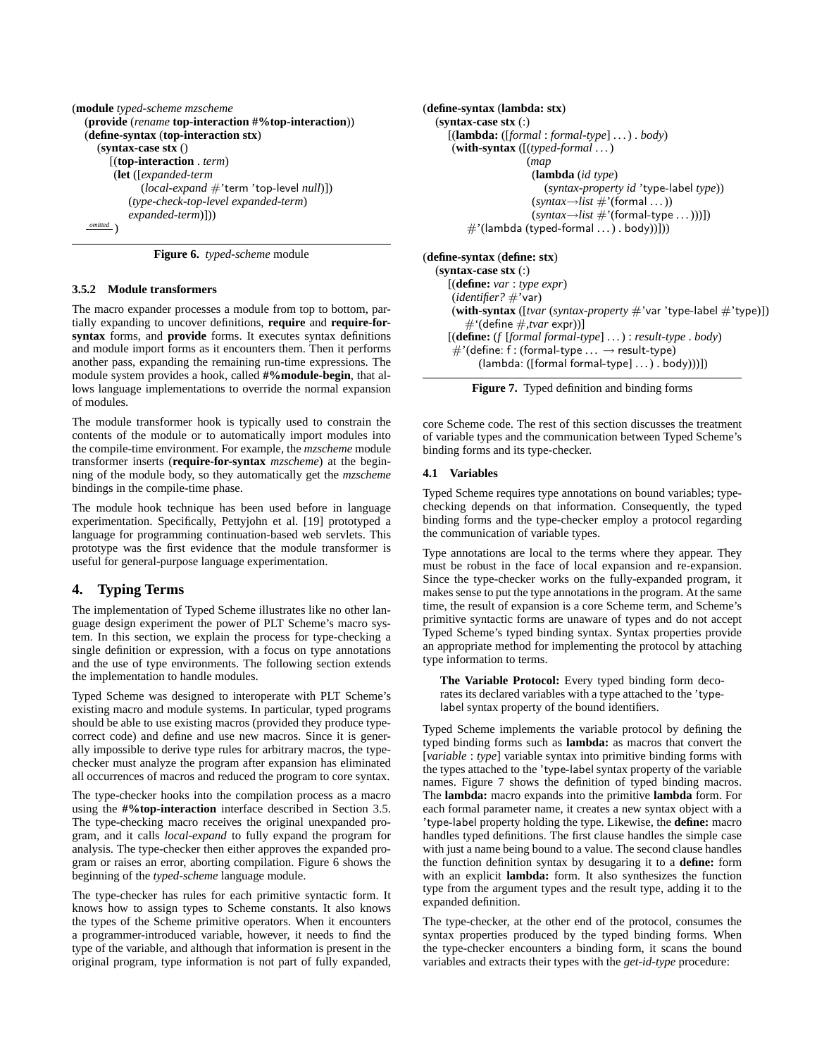```
(module typed-scheme mzscheme
  (provide (rename top-interaction #%top-interaction))
  (define-syntax (top-interaction stx)
    (syntax-case stx ()
      [(top-interaction . term)
       (let ([expanded-term
              (local-expand #'term 'top-level null)])
         (type-check-top-level expanded-term)
         expanded-term)]))
  omitted )
```

**Figure 6.** *typed-scheme* module

### 3.5.2 Module transformers

The macro expander processes a module from top to bottom, partially expanding to uncover definitions, **require** and **require-for-syntax** forms, and **provide** forms. It executes syntax definitions and module import forms as it encounters them. Then it performs another pass, expanding the remaining run-time expressions. The module system provides a hook, called **#%module-begin**, that allows language implementations to override the normal expansion of modules.

The module transformer hook is typically used to constrain the contents of the module or to automatically import modules into the compile-time environment. For example, the *mzscheme* module transformer inserts (**require-for-syntax** *mzscheme*) at the beginning of the module body, so they automatically get the *mzscheme* bindings in the compile-time phase.

The module hook technique has been used before in language experimentation. Specifically, Pettyjohn et al. [19] prototyped a language for programming continuation-based web servlets. This prototype was the first evidence that the module transformer is useful for general-purpose language experimentation.

## 4. Typing Terms

The implementation of Typed Scheme illustrates like no other language design experiment the power of PLT Scheme's macro system. In this section, we explain the process for type-checking a single definition or expression, with a focus on type annotations and the use of type environments. The following section extends the implementation to handle modules.

Typed Scheme was designed to interoperate with PLT Scheme's existing macro and module systems. In particular, typed programs should be able to use existing macros (provided they produce type-correct code) and define and use new macros. Since it is generally impossible to derive type rules for arbitrary macros, the type-checker must analyze the program after expansion has eliminated all occurrences of macros and reduced the program to core syntax.

The type-checker hooks into the compilation process as a macro using the **#%top-interaction** interface described in Section 3.5. The type-checking macro receives the original unexpanded program, and it calls *local-expand* to fully expand the program for analysis. The type-checker then either approves the expanded program or raises an error, aborting compilation. Figure 6 shows the beginning of the *typed-scheme* language module.

The type-checker has rules for each primitive syntactic form. It knows how to assign types to Scheme constants. It also knows the types of the Scheme primitive operators. When it encounters a programmer-introduced variable, however, it needs to find the type of the variable, and although that information is present in the original program, type information is not part of fully expanded, core Scheme code. The rest of this section discusses the treatment of variable types and the communication between Typed Scheme's binding forms and its type-checker.

```
(define-syntax (lambda: stx)
  (syntax-case stx (:)
    [(lambda: ([formal : formal-type] ...) . body)
     (with-syntax ([(typed-formal ...)
                    (map
                     (lambda (id type)
                       (syntax-property id 'type-label type))
                     (syntax→list #'(formal ...))
                     (syntax→list #'(formal-type ...)))])
       #'(lambda (typed-formal ...) . body))]))

(define-syntax (define: stx)
  (syntax-case stx (:)
    [(define: var : type expr)
     (identifier? #'var)
     (with-syntax ([tvar (syntax-property #'var 'type-label #'type)])
       #'(define #,tvar expr))]
    [(define: (f [formal formal-type] ...) : result-type . body)
     #'(define: f : (formal-type ... → result-type)
         (lambda: ([formal formal-type] ...) . body))]))
```

**Figure 7.** Typed definition and binding forms

### 4.1 Variables

Typed Scheme requires type annotations on bound variables; type-checking depends on that information. Consequently, the typed binding forms and the type-checker employ a protocol regarding the communication of variable types.

Type annotations are local to the terms where they appear. They must be robust in the face of local expansion and re-expansion. Since the type-checker works on the fully-expanded program, it makes sense to put the type annotations in the program. At the same time, the result of expansion is a core Scheme term, and Scheme's primitive syntactic forms are unaware of types and do not accept Typed Scheme's typed binding syntax. Syntax properties provide an appropriate method for implementing the protocol by attaching type information to terms.

> **The Variable Protocol:** Every typed binding form decorates its declared variables with a type attached to the 'type-label syntax property of the bound identifiers.

Typed Scheme implements the variable protocol by defining the typed binding forms such as **lambda:** as macros that convert the [*variable* : *type*] variable syntax into primitive binding forms with the types attached to the 'type-label syntax property of the variable names. Figure 7 shows the definition of typed binding macros. The **lambda:** macro expands into the primitive **lambda** form. For each formal parameter name, it creates a new syntax object with a 'type-label property holding the type. Likewise, the **define:** macro handles typed definitions. The first clause handles the simple case with just a name being bound to a value. The second clause handles the function definition syntax by desugaring it to a **define:** form with an explicit **lambda:** form. It also synthesizes the function type from the argument types and the result type, adding it to the expanded definition.

The type-checker, at the other end of the protocol, consumes the syntax properties produced by the typed binding forms. When the type-checker encounters a binding form, it scans the bound variables and extracts their types with the *get-id-type* procedure: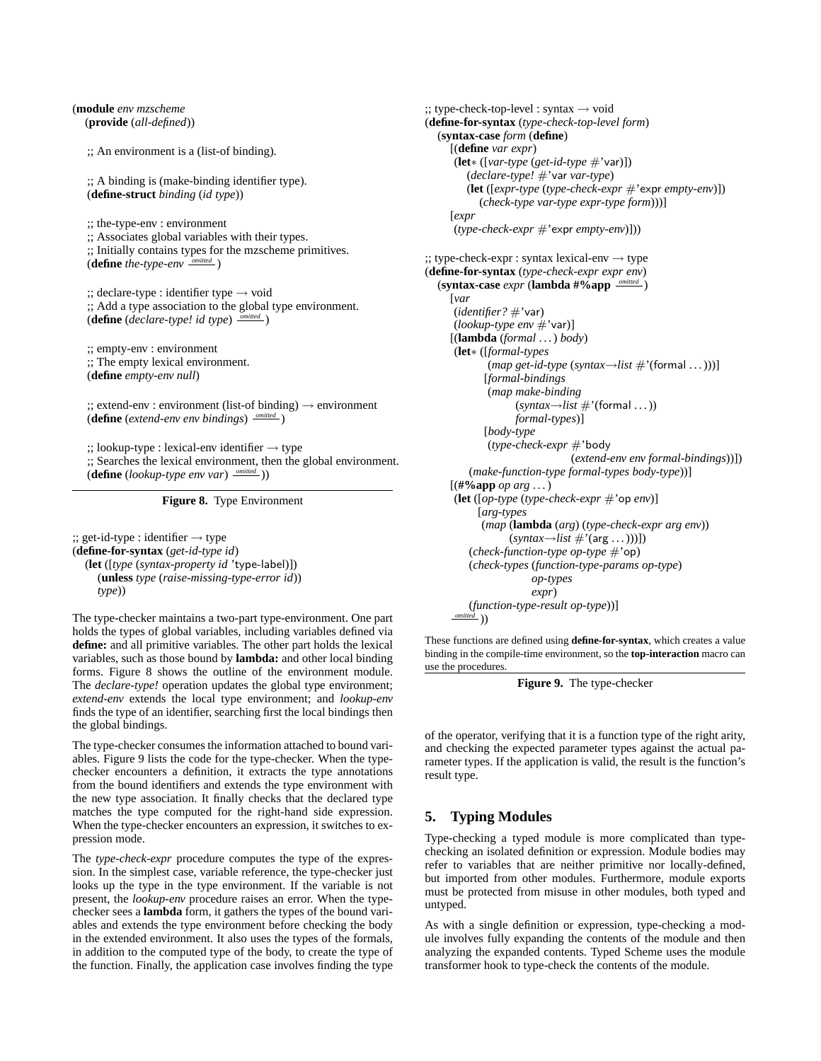```
(module env mzscheme
  (provide (all-defined))

  ;; An environment is a (list-of binding).

  ;; A binding is (make-binding identifier type).
  (define-struct binding (id type))

  ;; the-type-env : environment
  ;; Associates global variables with their types.
  ;; Initially contains types for the mzscheme primitives.
  (define the-type-env omitted )

  ;; declare-type : identifier type → void
  ;; Add a type association to the global type environment.
  (define (declare-type! id type) omitted )

  ;; empty-env : environment
  ;; The empty lexical environment.
  (define empty-env null)

  ;; extend-env : environment (list-of binding) → environment
  (define (extend-env env bindings) omitted )

  ;; lookup-type : lexical-env identifier → type
  ;; Searches the lexical environment, then the global environment.
  (define (lookup-type env var) omitted ))
```

**Figure 8.** Type Environment

```
;; get-id-type : identifier → type
(define-for-syntax (get-id-type id)
  (let ([type (syntax-property id 'type-label)])
    (unless type (raise-missing-type-error id))
    type))
```

The type-checker maintains a two-part type-environment. One part holds the types of global variables, including variables defined via **define:** and all primitive variables. The other part holds the lexical variables, such as those bound by **lambda:** and other local binding forms. Figure 8 shows the outline of the environment module. The *declare-type!* operation updates the global type environment; *extend-env* extends the local type environment; and *lookup-env* finds the type of an identifier, searching first the local bindings then the global bindings.

The type-checker consumes the information attached to bound variables. Figure 9 lists the code for the type-checker. When the type-checker encounters a definition, it extracts the type annotations from the bound identifiers and extends the type environment with the new type association. It finally checks that the declared type matches the type computed for the right-hand side expression. When the type-checker encounters an expression, it switches to expression mode.

The *type-check-expr* procedure computes the type of the expression. In the simplest case, variable reference, the type-checker just looks up the type in the type environment. If the variable is not present, the *lookup-env* procedure raises an error. When the type-checker sees a **lambda** form, it gathers the types of the bound variables and extends the type environment before checking the body in the extended environment. It also uses the types of the formals, in addition to the computed type of the body, to create the type of the function. Finally, the application case involves finding the type of the operator, verifying that it is a function type of the right arity, and checking the expected parameter types against the actual parameter types. If the application is valid, the result is the function's result type.

```
;; type-check-top-level : syntax → void
(define-for-syntax (type-check-top-level form)
  (syntax-case form (define)
    [(define var expr)
     (let* ([var-type (get-id-type #'var)])
       (declare-type! #'var var-type)
       (let ([expr-type (type-check-expr #'expr empty-env)])
         (check-type var-type expr-type form)))]
    [expr
     (type-check-expr #'expr empty-env)]))

;; type-check-expr : syntax lexical-env → type
(define-for-syntax (type-check-expr expr env)
  (syntax-case expr (lambda #%app omitted )
    [var
     (identifier? #'var)
     (lookup-type env #'var)]
    [(lambda (formal ...) body)
     (let* ([formal-types
             (map get-id-type (syntax→list #'(formal ...)))]
            [formal-bindings
             (map make-binding
                  (syntax→list #'(formal ...))
                  formal-types)]
            [body-type
             (type-check-expr #'body
                              (extend-env env formal-bindings))])
       (make-function-type formal-types body-type))]
    [(#%app op arg ...)
     (let ([op-type (type-check-expr #'op env)]
           [arg-types
            (map (lambda (arg) (type-check-expr arg env))
                 (syntax→list #'(arg ...)))])
       (check-function-type op-type #'op)
       (check-types (function-type-params op-type)
                    op-types
                    expr)
       (function-type-result op-type))]
    omitted ))
```

These functions are defined using **define-for-syntax**, which creates a value binding in the compile-time environment, so the **top-interaction** macro can use the procedures.

**Figure 9.** The type-checker

## 5. Typing Modules

Type-checking a typed module is more complicated than type-checking an isolated definition or expression. Module bodies may refer to variables that are neither primitive nor locally-defined, but imported from other modules. Furthermore, module exports must be protected from misuse in other modules, both typed and untyped.

As with a single definition or expression, type-checking a module involves fully expanding the contents of the module and then analyzing the expanded contents. Typed Scheme uses the module transformer hook to type-check the contents of the module.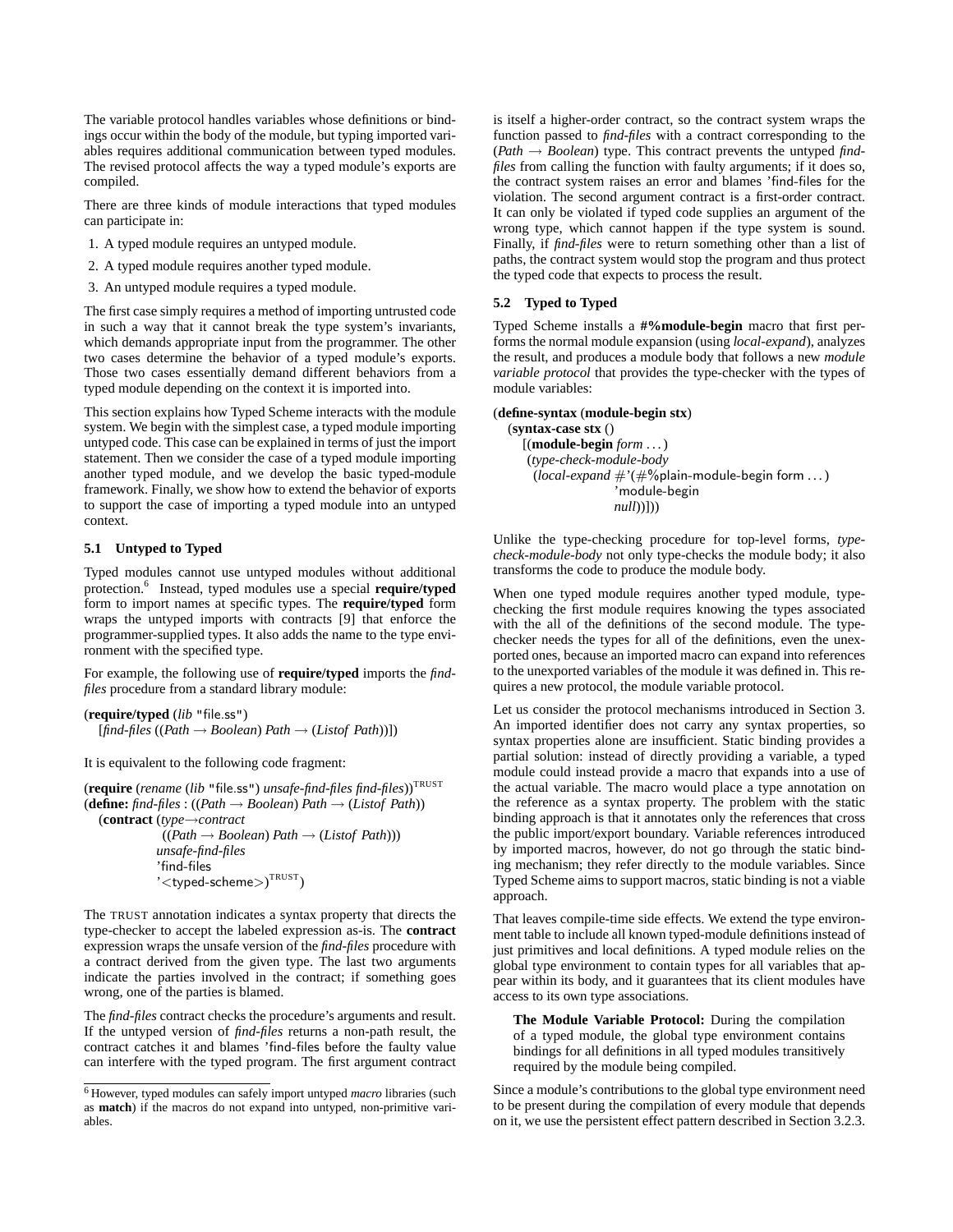The variable protocol handles variables whose definitions or bindings occur within the body of the module, but typing imported variables requires additional communication between typed modules. The revised protocol affects the way a typed module's exports are compiled.

There are three kinds of module interactions that typed modules can participate in:

1. A typed module requires an untyped module.
2. A typed module requires another typed module.
3. An untyped module requires a typed module.

The first case simply requires a method of importing untrusted code in such a way that it cannot break the type system's invariants, which demands appropriate input from the programmer. The other two cases determine the behavior of a typed module's exports. Those two cases essentially demand different behaviors from a typed module depending on the context it is imported into.

This section explains how Typed Scheme interacts with the module system. We begin with the simplest case, a typed module importing untyped code. This case can be explained in terms of just the import statement. Then we consider the case of a typed module importing another typed module, and we develop the basic typed-module framework. Finally, we show how to extend the behavior of exports to support the case of importing a typed module into an untyped context.

### 5.1 Untyped to Typed

Typed modules cannot use untyped modules without additional protection.[6] Instead, typed modules use a special **require/typed** form to import names at specific types. The **require/typed** form wraps the untyped imports with contracts [9] that enforce the programmer-supplied types. It also adds the name to the type environment with the specified type.

For example, the following use of **require/typed** imports the *find-files* procedure from a standard library module:

```
(require/typed (lib "file.ss")
  [find-files ((Path → Boolean) Path → (Listof Path))])
```

It is equivalent to the following code fragment:

```
(require (rename (lib "file.ss") unsafe-find-files find-files))^TRUST
(define: find-files : ((Path → Boolean) Path → (Listof Path))
  (contract (type→contract
              ((Path → Boolean) Path → (Listof Path)))
            unsafe-find-files
            'find-files
            '<typed-scheme>)^TRUST)
```

The TRUST annotation indicates a syntax property that directs the type-checker to accept the labeled expression as-is. The **contract** expression wraps the unsafe version of the *find-files* procedure with a contract derived from the given type. The last two arguments indicate the parties involved in the contract; if something goes wrong, one of the parties is blamed.

The *find-files* contract checks the procedure's arguments and result. If the untyped version of *find-files* returns a non-path result, the contract catches it and blames 'find-files before the faulty value can interfere with the typed program. The first argument contract is itself a higher-order contract, so the contract system wraps the function passed to *find-files* with a contract corresponding to the (*Path* → *Boolean*) type. This contract prevents the untyped *find-files* from calling the function with faulty arguments; if it does so, the contract system raises an error and blames 'find-files for the violation. The second argument contract is a first-order contract. It can only be violated if typed code supplies an argument of the wrong type, which cannot happen if the type system is sound. Finally, if *find-files* were to return something other than a list of paths, the contract system would stop the program and thus protect the typed code that expects to process the result.

### 5.2 Typed to Typed

Typed Scheme installs a **#%module-begin** macro that first performs the normal module expansion (using *local-expand*), analyzes the result, and produces a module body that follows a new *module variable protocol* that provides the type-checker with the types of module variables:

```
(define-syntax (module-begin stx)
  (syntax-case stx ()
    [(module-begin form ...)
     (type-check-module-body
      (local-expand #'(#%plain-module-begin form ...)
                    'module-begin
                    null))]))
```

Unlike the type-checking procedure for top-level forms, *type-check-module-body* not only type-checks the module body; it also transforms the code to produce the module body.

When one typed module requires another typed module, type-checking the first module requires knowing the types associated with the all of the definitions of the second module. The type-checker needs the types for all of the definitions, even the unexported ones, because an imported macro can expand into references to the unexported variables of the module it was defined in. This requires a new protocol, the module variable protocol.

Let us consider the protocol mechanisms introduced in Section 3. An imported identifier does not carry any syntax properties, so syntax properties alone are insufficient. Static binding provides a partial solution: instead of directly providing a variable, a typed module could instead provide a macro that expands into a use of the actual variable. The macro would place a type annotation on the reference as a syntax property. The problem with the static binding approach is that it annotates only the references that cross the public import/export boundary. Variable references introduced by imported macros, however, do not go through the static binding mechanism; they refer directly to the module variables. Since Typed Scheme aims to support macros, static binding is not a viable approach.

That leaves compile-time side effects. We extend the type environment table to include all known typed-module definitions instead of just primitives and local definitions. A typed module relies on the global type environment to contain types for all variables that appear within its body, and it guarantees that its client modules have access to its own type associations.

> **The Module Variable Protocol:** During the compilation of a typed module, the global type environment contains bindings for all definitions in all typed modules transitively required by the module being compiled.

Since a module's contributions to the global type environment need to be present during the compilation of every module that depends on it, we use the persistent effect pattern described in Section 3.2.3.

[6] However, typed modules can safely import untyped *macro* libraries (such as **match**) if the macros do not expand into untyped, non-primitive variables.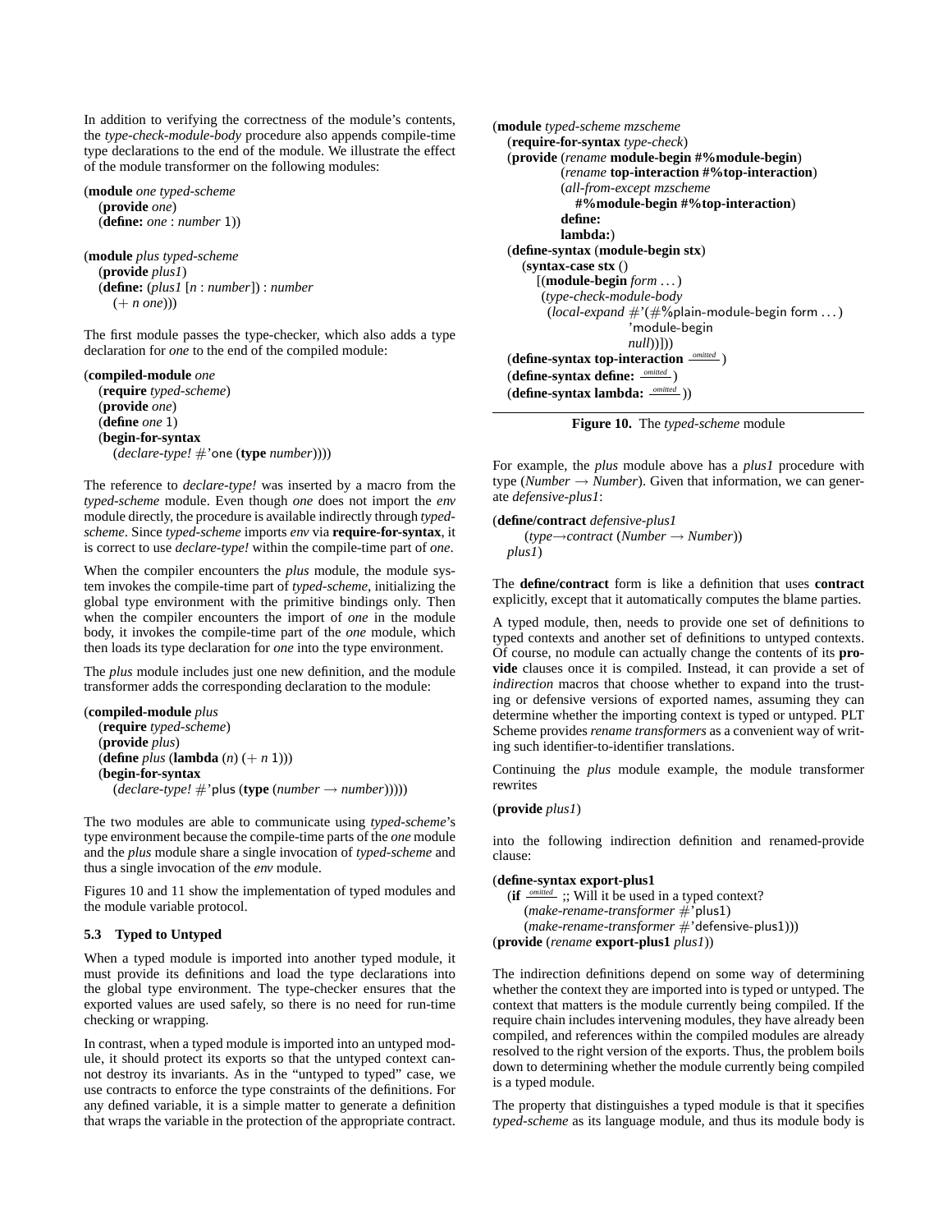In addition to verifying the correctness of the module's contents, the *type-check-module-body* procedure also appends compile-time type declarations to the end of the module. We illustrate the effect of the module transformer on the following modules:

```
(module one typed-scheme
  (provide one)
  (define: one : number 1))

(module plus typed-scheme
  (provide plus1)
  (define: (plus1 [n : number]) : number
    (+ n one)))
```

The first module passes the type-checker, which also adds a type declaration for *one* to the end of the compiled module:

```
(compiled-module one
  (require typed-scheme)
  (provide one)
  (define one 1)
  (begin-for-syntax
    (declare-type! #'one (type number))))
```

The reference to *declare-type!* was inserted by a macro from the *typed-scheme* module. Even though *one* does not import the *env* module directly, the procedure is available indirectly through *typed-scheme*. Since *typed-scheme* imports *env* via **require-for-syntax**, it is correct to use *declare-type!* within the compile-time part of *one*.

When the compiler encounters the *plus* module, the module system invokes the compile-time part of *typed-scheme*, initializing the global type environment with the primitive bindings only. Then when the compiler encounters the import of *one* in the module body, it invokes the compile-time part of the *one* module, which then loads its type declaration for *one* into the type environment.

The *plus* module includes just one new definition, and the module transformer adds the corresponding declaration to the module:

```
(compiled-module plus
  (require typed-scheme)
  (provide plus)
  (define plus (lambda (n) (+ n 1)))
  (begin-for-syntax
    (declare-type! #'plus (type (number → number)))))
```

The two modules are able to communicate using *typed-scheme*'s type environment because the compile-time parts of the *one* module and the *plus* module share a single invocation of *typed-scheme* and thus a single invocation of the *env* module.

Figures 10 and 11 show the implementation of typed modules and the module variable protocol.

### 5.3 Typed to Untyped

When a typed module is imported into another typed module, it must provide its definitions and load the type declarations into the global type environment. The type-checker ensures that the exported values are used safely, so there is no need for run-time checking or wrapping.

In contrast, when a typed module is imported into an untyped module, it should protect its exports so that the untyped context cannot destroy its invariants. As in the "untyped to typed" case, we use contracts to enforce the type constraints of the definitions. For any defined variable, it is a simple matter to generate a definition that wraps the variable in the protection of the appropriate contract.

```
(module typed-scheme mzscheme
  (require-for-syntax type-check)
  (provide (rename module-begin #%module-begin)
           (rename top-interaction #%top-interaction)
           (all-from-except mzscheme
             #%module-begin #%top-interaction)
           define:
           lambda:)
  (define-syntax (module-begin stx)
    (syntax-case stx ()
      [(module-begin form ...)
       (type-check-module-body
        (local-expand #'(#%plain-module-begin form ...)
                      'module-begin
                      null))]))
  (define-syntax top-interaction  omitted )
  (define-syntax define:  omitted )
  (define-syntax lambda:  omitted ))
```

**Figure 10.** The *typed-scheme* module

For example, the *plus* module above has a *plus1* procedure with type (*Number* → *Number*). Given that information, we can generate *defensive-plus1*:

```
(define/contract defensive-plus1
    (type→contract (Number → Number))
  plus1)
```

The **define/contract** form is like a definition that uses **contract** explicitly, except that it automatically computes the blame parties.

A typed module, then, needs to provide one set of definitions to typed contexts and another set of definitions to untyped contexts. Of course, no module can actually change the contents of its **provide** clauses once it is compiled. Instead, it can provide a set of *indirection* macros that choose whether to expand into the trusting or defensive versions of exported names, assuming they can determine whether the importing context is typed or untyped. PLT Scheme provides *rename transformers* as a convenient way of writing such identifier-to-identifier translations.

Continuing the *plus* module example, the module transformer rewrites

```
(provide plus1)
```

into the following indirection definition and renamed-provide clause:

```
(define-syntax export-plus1
  (if  omitted  ;; Will it be used in a typed context?
      (make-rename-transformer #'plus1)
      (make-rename-transformer #'defensive-plus1)))
(provide (rename export-plus1 plus1))
```

The indirection definitions depend on some way of determining whether the context they are imported into is typed or untyped. The context that matters is the module currently being compiled. If the require chain includes intervening modules, they have already been compiled, and references within the compiled modules are already resolved to the right version of the exports. Thus, the problem boils down to determining whether the module currently being compiled is a typed module.

The property that distinguishes a typed module is that it specifies *typed-scheme* as its language module, and thus its module body is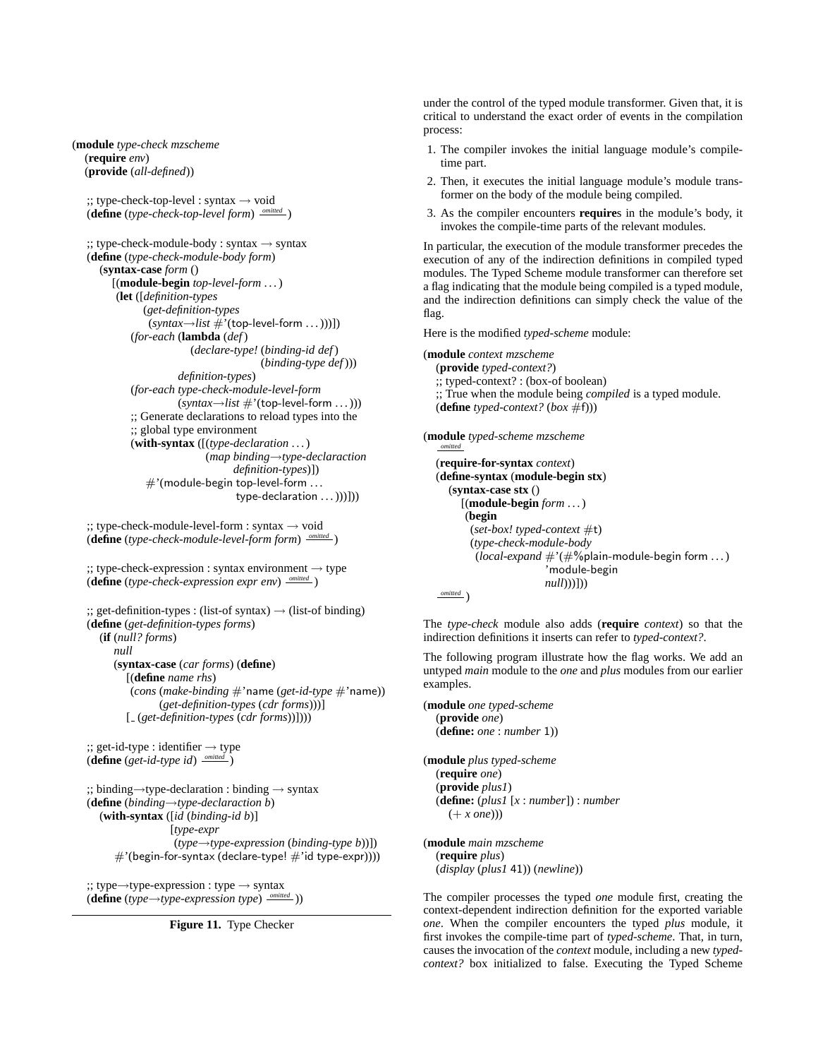```
(module type-check mzscheme
  (require env)
  (provide (all-defined))

  ;; type-check-top-level : syntax → void
  (define (type-check-top-level form) omitted)

  ;; type-check-module-body : syntax → syntax
  (define (type-check-module-body form)
    (syntax-case form ()
      [(module-begin top-level-form ...)
       (let ([definition-types
               (get-definition-types
                 (syntax→list #'(top-level-form ...)))])
         (for-each (lambda (def)
                     (declare-type! (binding-id def)
                                    (binding-type def)))
                   definition-types)
         (for-each type-check-module-level-form
                   (syntax→list #'(top-level-form ...)))
         ;; Generate declarations to reload types into the
         ;; global type environment
         (with-syntax ([(type-declaration ...)
                        (map binding→type-declaraction
                             definition-types)])
           #'(module-begin top-level-form ...
                           type-declaration ...)))]))

  ;; type-check-module-level-form : syntax → void
  (define (type-check-module-level-form form) omitted)

  ;; type-check-expression : syntax environment → type
  (define (type-check-expression expr env) omitted)

  ;; get-definition-types : (list-of syntax) → (list-of binding)
  (define (get-definition-types forms)
    (if (null? forms)
        null
        (syntax-case (car forms) (define)
          [(define name rhs)
           (cons (make-binding #'name (get-id-type #'name))
                 (get-definition-types (cdr forms)))]
          [_ (get-definition-types (cdr forms))])))

  ;; get-id-type : identifier → type
  (define (get-id-type id) omitted)

  ;; binding→type-declaration : binding → syntax
  (define (binding→type-declaraction b)
    (with-syntax ([id (binding-id b)]
                  [type-expr
                   (type→type-expression (binding-type b))])
      #'(begin-for-syntax (declare-type! #'id type-expr))))

  ;; type→type-expression : type → syntax
  (define (type→type-expression type) omitted))
```

**Figure 11.** Type Checker

under the control of the typed module transformer. Given that, it is critical to understand the exact order of events in the compilation process:

1. The compiler invokes the initial language module's compile-time part.
2. Then, it executes the initial language module's module transformer on the body of the module being compiled.
3. As the compiler encounters **require**s in the module's body, it invokes the compile-time parts of the relevant modules.

In particular, the execution of the module transformer precedes the execution of any of the indirection definitions in compiled typed modules. The Typed Scheme module transformer can therefore set a flag indicating that the module being compiled is a typed module, and the indirection definitions can simply check the value of the flag.

Here is the modified *typed-scheme* module:

```
(module context mzscheme
  (provide typed-context?)
  ;; typed-context? : (box-of boolean)
  ;; True when the module being compiled is a typed module.
  (define typed-context? (box #f)))

(module typed-scheme mzscheme
  omitted
  (require-for-syntax context)
  (define-syntax (module-begin stx)
    (syntax-case stx ()
      [(module-begin form ...)
       (begin
         (set-box! typed-context #t)
         (type-check-module-body
          (local-expand #'(#%plain-module-begin form ...)
                        'module-begin
                        null)))]))
  omitted)
```

The *type-check* module also adds (**require** *context*) so that the indirection definitions it inserts can refer to *typed-context?*.

The following program illustrate how the flag works. We add an untyped *main* module to the *one* and *plus* modules from our earlier examples.

```
(module one typed-scheme
  (provide one)
  (define: one : number 1))

(module plus typed-scheme
  (require one)
  (provide plus1)
  (define: (plus1 [x : number]) : number
    (+ x one)))

(module main mzscheme
  (require plus)
  (display (plus1 41)) (newline))
```

The compiler processes the typed *one* module first, creating the context-dependent indirection definition for the exported variable *one*. When the compiler encounters the typed *plus* module, it first invokes the compile-time part of *typed-scheme*. That, in turn, causes the invocation of the *context* module, including a new *typed-context?* box initialized to false. Executing the Typed Scheme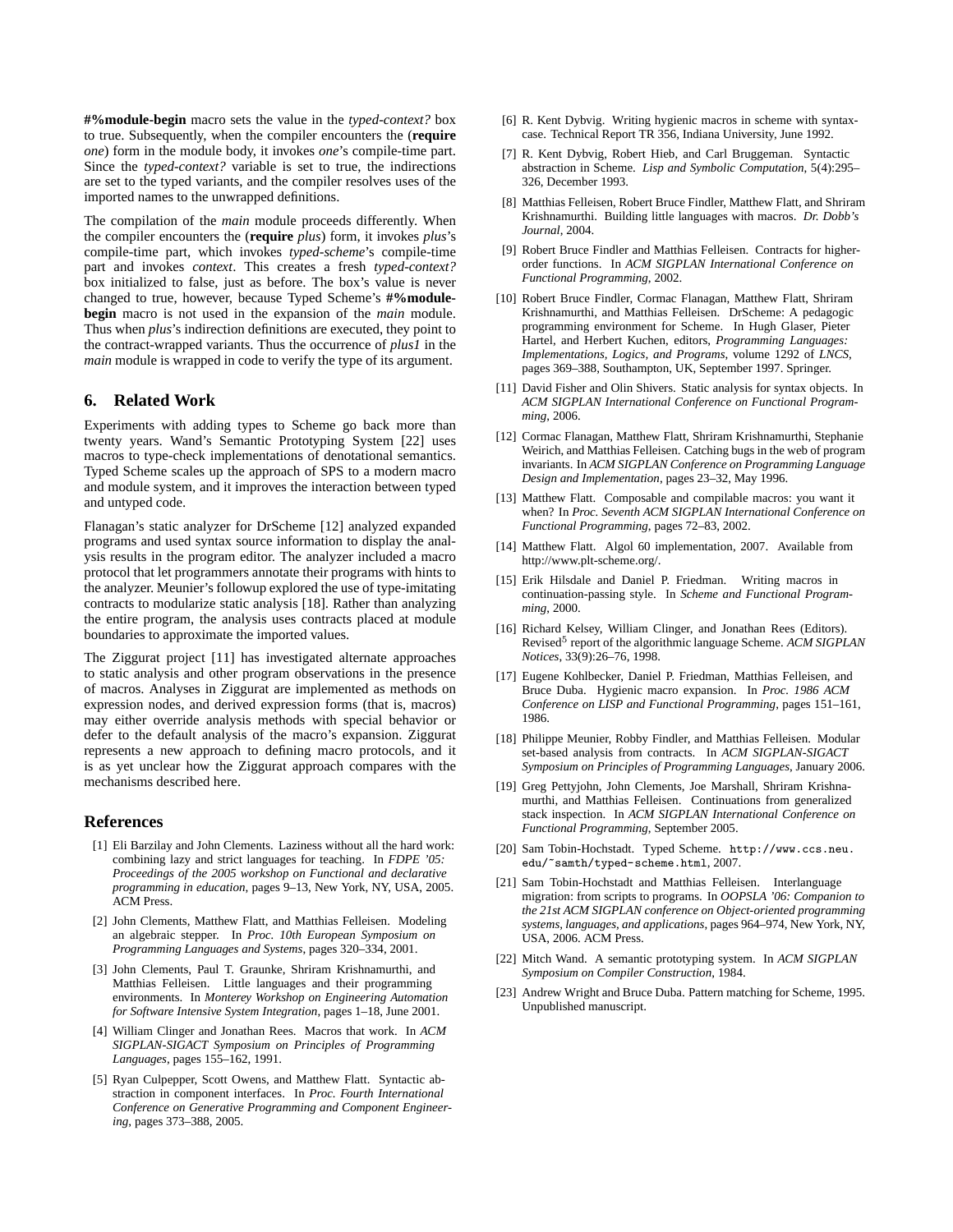**#%module-begin** macro sets the value in the *typed-context?* box to true. Subsequently, when the compiler encounters the (**require** *one*) form in the module body, it invokes *one*'s compile-time part. Since the *typed-context?* variable is set to true, the indirections are set to the typed variants, and the compiler resolves uses of the imported names to the unwrapped definitions.

The compilation of the *main* module proceeds differently. When the compiler encounters the (**require** *plus*) form, it invokes *plus*'s compile-time part, which invokes *typed-scheme*'s compile-time part and invokes *context*. This creates a fresh *typed-context?* box initialized to false, just as before. The box's value is never changed to true, however, because Typed Scheme's **#%module-begin** macro is not used in the expansion of the *main* module. Thus when *plus*'s indirection definitions are executed, they point to the contract-wrapped variants. Thus the occurrence of *plus1* in the *main* module is wrapped in code to verify the type of its argument.

## 6. Related Work

Experiments with adding types to Scheme go back more than twenty years. Wand's Semantic Prototyping System [22] uses macros to type-check implementations of denotational semantics. Typed Scheme scales up the approach of SPS to a modern macro and module system, and it improves the interaction between typed and untyped code.

Flanagan's static analyzer for DrScheme [12] analyzed expanded programs and used syntax source information to display the analysis results in the program editor. The analyzer included a macro protocol that let programmers annotate their programs with hints to the analyzer. Meunier's followup explored the use of type-imitating contracts to modularize static analysis [18]. Rather than analyzing the entire program, the analysis uses contracts placed at module boundaries to approximate the imported values.

The Ziggurat project [11] has investigated alternate approaches to static analysis and other program observations in the presence of macros. Analyses in Ziggurat are implemented as methods on expression nodes, and derived expression forms (that is, macros) may either override analysis methods with special behavior or defer to the default analysis of the macro's expansion. Ziggurat represents a new approach to defining macro protocols, and it is as yet unclear how the Ziggurat approach compares with the mechanisms described here.

## References

[1] Eli Barzilay and John Clements. Laziness without all the hard work: combining lazy and strict languages for teaching. In *FDPE '05: Proceedings of the 2005 workshop on Functional and declarative programming in education*, pages 9–13, New York, NY, USA, 2005. ACM Press.

[2] John Clements, Matthew Flatt, and Matthias Felleisen. Modeling an algebraic stepper. In *Proc. 10th European Symposium on Programming Languages and Systems*, pages 320–334, 2001.

[3] John Clements, Paul T. Graunke, Shriram Krishnamurthi, and Matthias Felleisen. Little languages and their programming environments. In *Monterey Workshop on Engineering Automation for Software Intensive System Integration*, pages 1–18, June 2001.

[4] William Clinger and Jonathan Rees. Macros that work. In *ACM SIGPLAN-SIGACT Symposium on Principles of Programming Languages*, pages 155–162, 1991.

[5] Ryan Culpepper, Scott Owens, and Matthew Flatt. Syntactic abstraction in component interfaces. In *Proc. Fourth International Conference on Generative Programming and Component Engineering*, pages 373–388, 2005.

[6] R. Kent Dybvig. Writing hygienic macros in scheme with syntax-case. Technical Report TR 356, Indiana University, June 1992.

[7] R. Kent Dybvig, Robert Hieb, and Carl Bruggeman. Syntactic abstraction in Scheme. *Lisp and Symbolic Computation*, 5(4):295–326, December 1993.

[8] Matthias Felleisen, Robert Bruce Findler, Matthew Flatt, and Shriram Krishnamurthi. Building little languages with macros. *Dr. Dobb's Journal*, 2004.

[9] Robert Bruce Findler and Matthias Felleisen. Contracts for higher-order functions. In *ACM SIGPLAN International Conference on Functional Programming*, 2002.

[10] Robert Bruce Findler, Cormac Flanagan, Matthew Flatt, Shriram Krishnamurthi, and Matthias Felleisen. DrScheme: A pedagogic programming environment for Scheme. In Hugh Glaser, Pieter Hartel, and Herbert Kuchen, editors, *Programming Languages: Implementations, Logics, and Programs*, volume 1292 of *LNCS*, pages 369–388, Southampton, UK, September 1997. Springer.

[11] David Fisher and Olin Shivers. Static analysis for syntax objects. In *ACM SIGPLAN International Conference on Functional Programming*, 2006.

[12] Cormac Flanagan, Matthew Flatt, Shriram Krishnamurthi, Stephanie Weirich, and Matthias Felleisen. Catching bugs in the web of program invariants. In *ACM SIGPLAN Conference on Programming Language Design and Implementation*, pages 23–32, May 1996.

[13] Matthew Flatt. Composable and compilable macros: you want it when? In *Proc. Seventh ACM SIGPLAN International Conference on Functional Programming*, pages 72–83, 2002.

[14] Matthew Flatt. Algol 60 implementation, 2007. Available from http://www.plt-scheme.org/.

[15] Erik Hilsdale and Daniel P. Friedman. Writing macros in continuation-passing style. In *Scheme and Functional Programming*, 2000.

[16] Richard Kelsey, William Clinger, and Jonathan Rees (Editors). Revised[5] report of the algorithmic language Scheme. *ACM SIGPLAN Notices*, 33(9):26–76, 1998.

[17] Eugene Kohlbecker, Daniel P. Friedman, Matthias Felleisen, and Bruce Duba. Hygienic macro expansion. In *Proc. 1986 ACM Conference on LISP and Functional Programming*, pages 151–161, 1986.

[18] Philippe Meunier, Robby Findler, and Matthias Felleisen. Modular set-based analysis from contracts. In *ACM SIGPLAN-SIGACT Symposium on Principles of Programming Languages*, January 2006.

[19] Greg Pettyjohn, John Clements, Joe Marshall, Shriram Krishnamurthi, and Matthias Felleisen. Continuations from generalized stack inspection. In *ACM SIGPLAN International Conference on Functional Programming*, September 2005.

[20] Sam Tobin-Hochstadt. Typed Scheme. `http://www.ccs.neu.edu/~samth/typed-scheme.html`, 2007.

[21] Sam Tobin-Hochstadt and Matthias Felleisen. Interlanguage migration: from scripts to programs. In *OOPSLA '06: Companion to the 21st ACM SIGPLAN conference on Object-oriented programming systems, languages, and applications*, pages 964–974, New York, NY, USA, 2006. ACM Press.

[22] Mitch Wand. A semantic prototyping system. In *ACM SIGPLAN Symposium on Compiler Construction*, 1984.

[23] Andrew Wright and Bruce Duba. Pattern matching for Scheme, 1995. Unpublished manuscript.